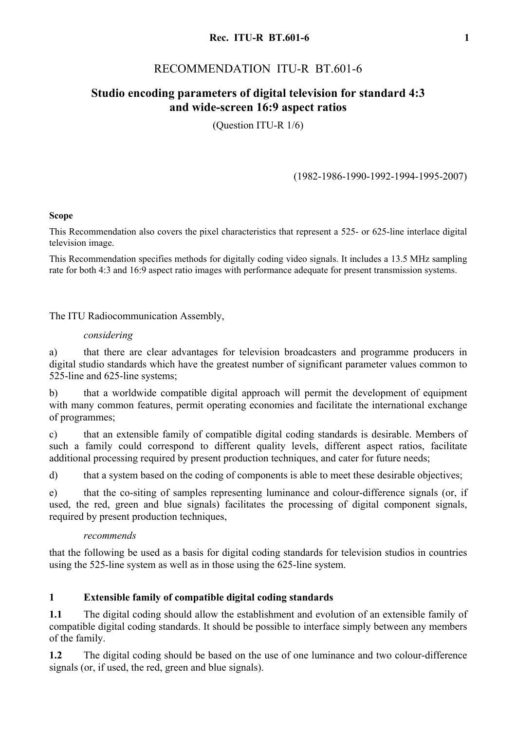# RECOMMENDATION ITU-R BT.601-6

## Studio encoding parameters of digital television for standard 4:3 and wide-screen 16:9 aspect ratios

(Question ITU-R 1/6)

(1982-1986-1990-1992-1994-1995-2007)

**Scope**

This Recommendation also covers the pixel characteristics that represent a 525- or 625-line interlace digital television image.

This Recommendation specifies methods for digitally coding video signals. It includes a 13.5 MHz sampling rate for both 4:3 and 16:9 aspect ratio images with performance adequate for present transmission systems.

The ITU Radiocommunication Assembly,

*considering*

a) that there are clear advantages for television broadcasters and programme producers in digital studio standards which have the greatest number of significant parameter values common to 525-line and 625-line systems;

b) that a worldwide compatible digital approach will permit the development of equipment with many common features, permit operating economies and facilitate the international exchange of programmes;

c) that an extensible family of compatible digital coding standards is desirable. Members of such a family could correspond to different quality levels, different aspect ratios, facilitate additional processing required by present production techniques, and cater for future needs;

d) that a system based on the coding of components is able to meet these desirable objectives;

e) that the co-siting of samples representing luminance and colour-difference signals (or, if used, the red, green and blue signals) facilitates the processing of digital component signals, required by present production techniques,

*recommends*

that the following be used as a basis for digital coding standards for television studios in countries using the 525-line system as well as in those using the 625-line system.

### 1 Extensible family of compatible digital coding standards

**1.1** The digital coding should allow the establishment and evolution of an extensible family of compatible digital coding standards. It should be possible to interface simply between any members of the family.

**1.2** The digital coding should be based on the use of one luminance and two colour-difference signals (or, if used, the red, green and blue signals).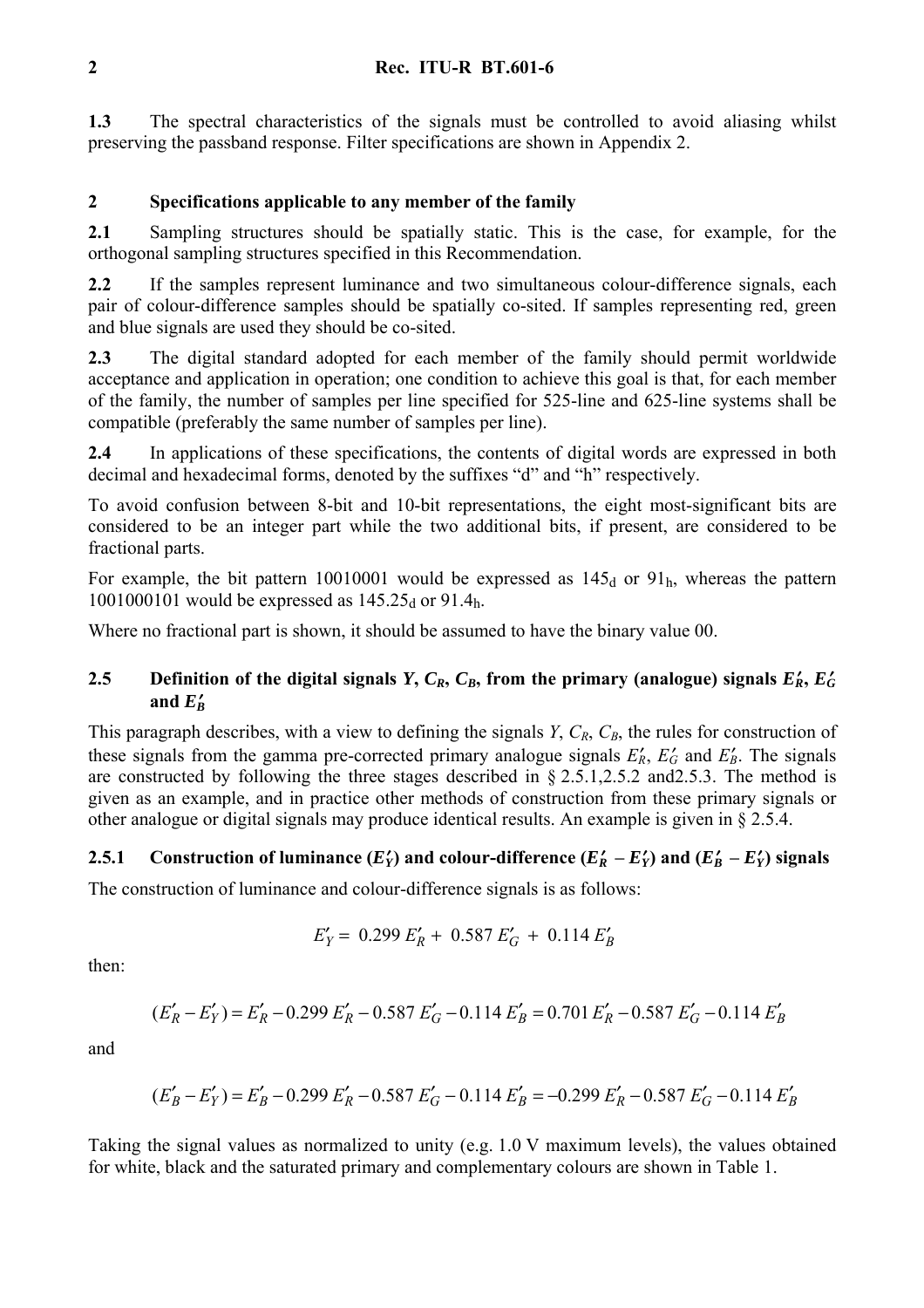**1.3** The spectral characteristics of the signals must be controlled to avoid aliasing whilst preserving the passband response. Filter specifications are shown in Appendix 2.

## 2 Specifications applicable to any member of the family

**2.1** Sampling structures should be spatially static. This is the case, for example, for the orthogonal sampling structures specified in this Recommendation.

**2.2** If the samples represent luminance and two simultaneous colour-difference signals, each pair of colour-difference samples should be spatially co-sited. If samples representing red, green and blue signals are used they should be co-sited.

**2.3** The digital standard adopted for each member of the family should permit worldwide acceptance and application in operation; one condition to achieve this goal is that, for each member of the family, the number of samples per line specified for 525-line and 625-line systems shall be compatible (preferably the same number of samples per line).

**2.4** In applications of these specifications, the contents of digital words are expressed in both decimal and hexadecimal forms, denoted by the suffixes "d" and "h" respectively.

To avoid confusion between 8-bit and 10-bit representations, the eight most-significant bits are considered to be an integer part while the two additional bits, if present, are considered to be fractional parts.

For example, the bit pattern 10010001 would be expressed as $145_d$ or $91_h$, whereas the pattern 1001000101 would be expressed as $145.25_d$ or $91.4_h$.

Where no fractional part is shown, it should be assumed to have the binary value 00.

### 2.5 Definition of the digital signals *Y*, $C_R$, $C_B$, from the primary (analogue) signals $E'_R$, $E'_G$ and $E'_B$

This paragraph describes, with a view to defining the signals *Y*, $C_R$, $C_B$, the rules for construction of these signals from the gamma pre-corrected primary analogue signals $E'_R$, $E'_G$ and $E'_B$. The signals are constructed by following the three stages described in § 2.5.1,2.5.2 and2.5.3. The method is given as an example, and in practice other methods of construction from these primary signals or other analogue or digital signals may produce identical results. An example is given in § 2.5.4.

### 2.5.1 Construction of luminance ($E'_Y$) and colour-difference ($E'_R - E'_Y$) and ($E'_B - E'_Y$) signals

The construction of luminance and colour-difference signals is as follows:

$$E'_Y = 0.299\,E'_R + 0.587\,E'_G + 0.114\,E'_B$$

then:

$$(E'_R - E'_Y) = E'_R - 0.299\,E'_R - 0.587\,E'_G - 0.114\,E'_B = 0.701\,E'_R - 0.587\,E'_G - 0.114\,E'_B$$

and

$$(E'_B - E'_Y) = E'_B - 0.299\,E'_R - 0.587\,E'_G - 0.114\,E'_B = -0.299\,E'_R - 0.587\,E'_G - 0.114\,E'_B$$

Taking the signal values as normalized to unity (e.g. 1.0 V maximum levels), the values obtained for white, black and the saturated primary and complementary colours are shown in Table 1.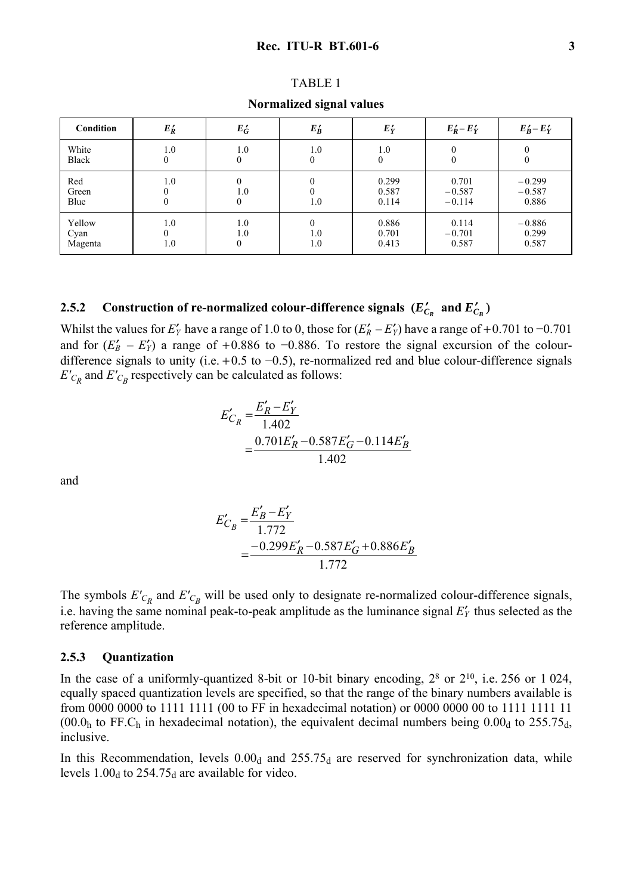TABLE 1

**Normalized signal values**

| Condition | $E'_R$ | $E'_G$ | $E'_B$ | $E'_Y$ | $E'_R - E'_Y$ | $E'_B - E'_Y$ |
|---|---|---|---|---|---|---|
| White | 1.0 | 1.0 | 1.0 | 1.0 | 0 | 0 |
| Black | 0 | 0 | 0 | 0 | 0 | 0 |
| Red | 1.0 | 0 | 0 | 0.299 | 0.701 | −0.299 |
| Green | 0 | 1.0 | 0 | 0.587 | −0.587 | −0.587 |
| Blue | 0 | 0 | 1.0 | 0.114 | −0.114 | 0.886 |
| Yellow | 1.0 | 1.0 | 0 | 0.886 | 0.114 | −0.886 |
| Cyan | 0 | 1.0 | 1.0 | 0.701 | −0.701 | 0.299 |
| Magenta | 1.0 | 0 | 1.0 | 0.413 | 0.587 | 0.587 |

### 2.5.2 Construction of re-normalized colour-difference signals ($E'_{C_R}$ and $E'_{C_B}$)

Whilst the values for $E'_Y$ have a range of 1.0 to 0, those for $(E'_R - E'_Y)$ have a range of +0.701 to −0.701 and for $(E'_B - E'_Y)$ a range of +0.886 to −0.886. To restore the signal excursion of the colour-difference signals to unity (i.e. +0.5 to −0.5), re-normalized red and blue colour-difference signals $E'_{C_R}$ and $E'_{C_B}$ respectively can be calculated as follows:

$$E'_{C_R} = \frac{E'_R - E'_Y}{1.402} = \frac{0.701E'_R - 0.587E'_G - 0.114E'_B}{1.402}$$

and

$$E'_{C_B} = \frac{E'_B - E'_Y}{1.772} = \frac{-0.299E'_R - 0.587E'_G + 0.886E'_B}{1.772}$$

The symbols $E'_{C_R}$ and $E'_{C_B}$ will be used only to designate re-normalized colour-difference signals, i.e. having the same nominal peak-to-peak amplitude as the luminance signal $E'_Y$ thus selected as the reference amplitude.

### 2.5.3 Quantization

In the case of a uniformly-quantized 8-bit or 10-bit binary encoding, $2^8$ or $2^{10}$, i.e. 256 or 1 024, equally spaced quantization levels are specified, so that the range of the binary numbers available is from 0000 0000 to 1111 1111 (00 to FF in hexadecimal notation) or 0000 0000 00 to 1111 1111 11 ($00.0_h$ to $FF.C_h$ in hexadecimal notation), the equivalent decimal numbers being $0.00_d$ to $255.75_d$, inclusive.

In this Recommendation, levels $0.00_d$ and $255.75_d$ are reserved for synchronization data, while levels $1.00_d$ to $254.75_d$ are available for video.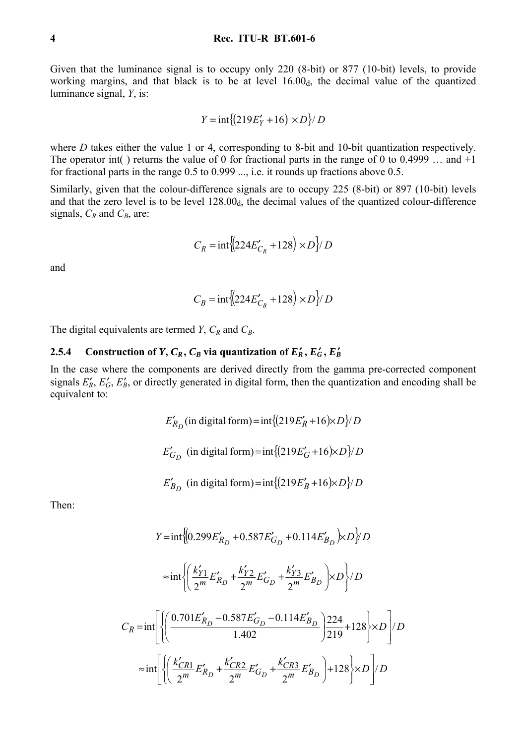Given that the luminance signal is to occupy only 220 (8-bit) or 877 (10-bit) levels, to provide working margins, and that black is to be at level $16.00_d$, the decimal value of the quantized luminance signal, $Y$, is:

$$Y = \text{int}\{(219E'_Y + 16) \times D\}/D$$

where $D$ takes either the value 1 or 4, corresponding to 8-bit and 10-bit quantization respectively. The operator int( ) returns the value of 0 for fractional parts in the range of 0 to 0.4999 … and +1 for fractional parts in the range 0.5 to 0.999 ..., i.e. it rounds up fractions above 0.5.

Similarly, given that the colour-difference signals are to occupy 225 (8-bit) or 897 (10-bit) levels and that the zero level is to be level $128.00_d$, the decimal values of the quantized colour-difference signals, $C_R$ and $C_B$, are:

$$C_R = \text{int}\{(224E'_{C_R} + 128) \times D\}/D$$

and

$$C_B = \text{int}\{(224E'_{C_B} + 128) \times D\}/D$$

The digital equivalents are termed $Y$, $C_R$ and $C_B$.

### 2.5.4 Construction of $Y$, $C_R$, $C_B$ via quantization of $E'_R$, $E'_G$, $E'_B$

In the case where the components are derived directly from the gamma pre-corrected component signals $E'_R$, $E'_G$, $E'_B$, or directly generated in digital form, then the quantization and encoding shall be equivalent to:

$$E'_{R_D} \text{ (in digital form)} = \text{int}\{(219E'_R + 16) \times D\}/D$$

$$E'_{G_D} \text{ (in digital form)} = \text{int}\{(219E'_G + 16) \times D\}/D$$

$$E'_{B_D} \text{ (in digital form)} = \text{int}\{(219E'_B + 16) \times D\}/D$$

Then:

$$Y = \text{int}\{(0.299E'_{R_D} + 0.587E'_{G_D} + 0.114E'_{B_D}) \times D\}/D$$

$$\approx \text{int}\left\{\left(\frac{k'_{Y1}}{2^m}E'_{R_D} + \frac{k'_{Y2}}{2^m}E'_{G_D} + \frac{k'_{Y3}}{2^m}E'_{B_D}\right) \times D\right\}/D$$

$$C_R = \text{int}\left[\left\{\left(\frac{0.701E'_{R_D} - 0.587E'_{G_D} - 0.114E'_{B_D}}{1.402}\right)\frac{224}{219} + 128\right\} \times D\right]/D$$

$$\approx \text{int}\left[\left\{\left(\frac{k'_{CR1}}{2^m}E'_{R_D} + \frac{k'_{CR2}}{2^m}E'_{G_D} + \frac{k'_{CR3}}{2^m}E'_{B_D}\right) + 128\right\} \times D\right]/D$$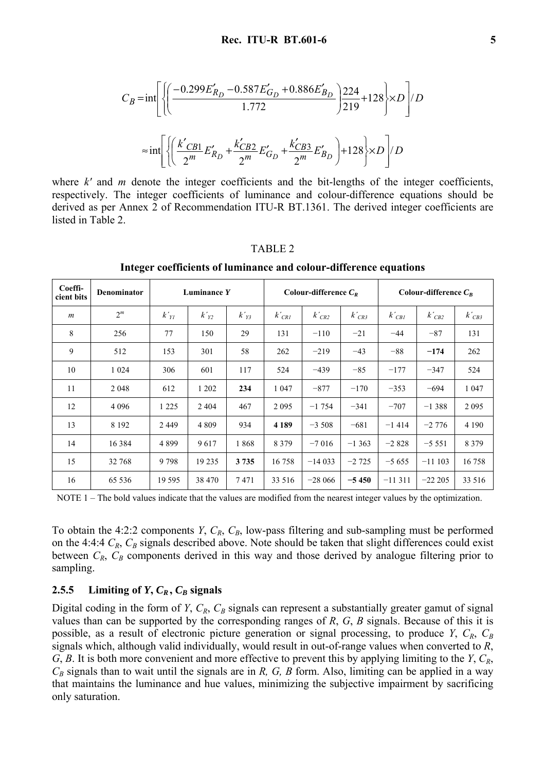$$C_B = \text{int}\left[\left\{\left(\frac{-0.299E'_{R_D} - 0.587E'_{G_D} + 0.886E'_{B_D}}{1.772}\right)\frac{224}{219} + 128\right\} \times D\right] / D$$

$$\approx \text{int}\left[\left\{\left(\frac{k'_{CB1}}{2^m}E'_{R_D} + \frac{k'_{CB2}}{2^m}E'_{G_D} + \frac{k'_{CB3}}{2^m}E'_{B_D}\right) + 128\right\} \times D\right] / D$$

where $k'$ and $m$ denote the integer coefficients and the bit-lengths of the integer coefficients, respectively. The integer coefficients of luminance and colour-difference equations should be derived as per Annex 2 of Recommendation ITU-R BT.1361. The derived integer coefficients are listed in Table 2.

TABLE 2

**Integer coefficients of luminance and colour-difference equations**

| Coefficient bits | Denominator | Luminance *Y* | | | Colour-difference $C_R$ | | | Colour-difference $C_B$ | | |
|---|---|---|---|---|---|---|---|---|---|---|
| $m$ | $2^m$ | $k'_{Y1}$ | $k'_{Y2}$ | $k'_{Y3}$ | $k'_{CR1}$ | $k'_{CR2}$ | $k'_{CR3}$ | $k'_{CB1}$ | $k'_{CB2}$ | $k'_{CB3}$ |
| 8 | 256 | 77 | 150 | 29 | 131 | −110 | −21 | −44 | −87 | 131 |
| 9 | 512 | 153 | 301 | 58 | 262 | −219 | −43 | −88 | **−174** | 262 |
| 10 | 1 024 | 306 | 601 | 117 | 524 | −439 | −85 | −177 | −347 | 524 |
| 11 | 2 048 | 612 | 1 202 | **234** | 1 047 | −877 | −170 | −353 | −694 | 1 047 |
| 12 | 4 096 | 1 225 | 2 404 | 467 | 2 095 | −1 754 | −341 | −707 | −1 388 | 2 095 |
| 13 | 8 192 | 2 449 | 4 809 | 934 | **4 189** | −3 508 | −681 | −1 414 | −2 776 | 4 190 |
| 14 | 16 384 | 4 899 | 9 617 | 1 868 | 8 379 | −7 016 | −1 363 | −2 828 | −5 551 | 8 379 |
| 15 | 32 768 | 9 798 | 19 235 | **3 735** | 16 758 | −14 033 | −2 725 | −5 655 | −11 103 | 16 758 |
| 16 | 65 536 | 19 595 | 38 470 | 7 471 | 33 516 | −28 066 | **−5 450** | −11 311 | −22 205 | 33 516 |

NOTE 1 – The bold values indicate that the values are modified from the nearest integer values by the optimization.

To obtain the 4:2:2 components $Y$, $C_R$, $C_B$, low-pass filtering and sub-sampling must be performed on the 4:4:4 $C_R$, $C_B$ signals described above. Note should be taken that slight differences could exist between $C_R$, $C_B$ components derived in this way and those derived by analogue filtering prior to sampling.

### 2.5.5 Limiting of $Y$, $C_R$, $C_B$ signals

Digital coding in the form of $Y$, $C_R$, $C_B$ signals can represent a substantially greater gamut of signal values than can be supported by the corresponding ranges of $R$, $G$, $B$ signals. Because of this it is possible, as a result of electronic picture generation or signal processing, to produce $Y$, $C_R$, $C_B$ signals which, although valid individually, would result in out-of-range values when converted to $R$, $G$, $B$. It is both more convenient and more effective to prevent this by applying limiting to the $Y$, $C_R$, $C_B$ signals than to wait until the signals are in *R, G, B* form. Also, limiting can be applied in a way that maintains the luminance and hue values, minimizing the subjective impairment by sacrificing only saturation.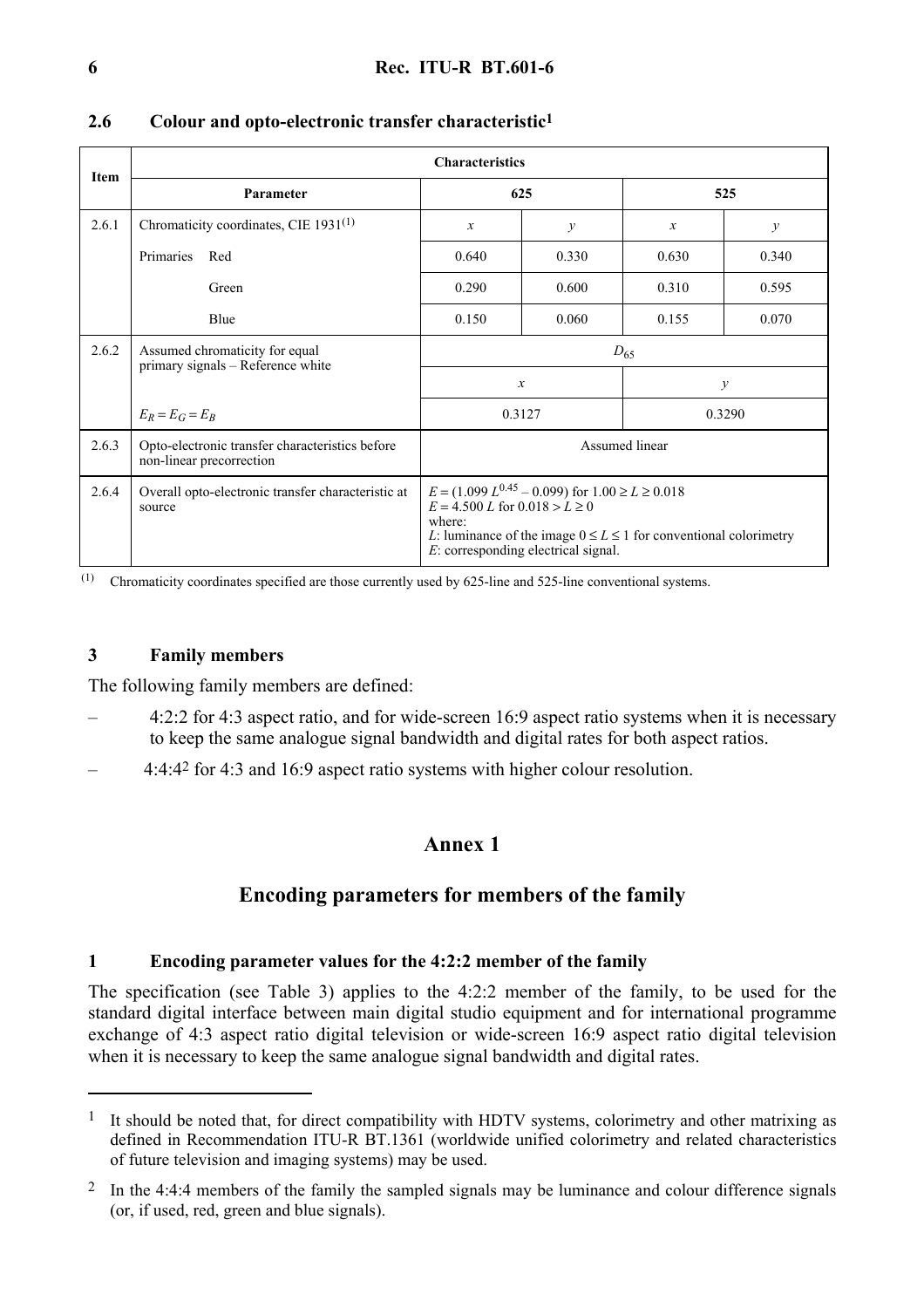### 2.6 Colour and opto-electronic transfer characteristic[1]

| Item | Characteristics | | | | |
|---|---|---|---|---|---|
| | Parameter | 625 | | 525 | |
| 2.6.1 | Chromaticity coordinates, CIE 1931[(1)] | $x$ | $y$ | $x$ | $y$ |
| | Primaries Red | 0.640 | 0.330 | 0.630 | 0.340 |
| | Green | 0.290 | 0.600 | 0.310 | 0.595 |
| | Blue | 0.150 | 0.060 | 0.155 | 0.070 |
| 2.6.2 | Assumed chromaticity for equal primary signals – Reference white | $D_{65}$ | | | |
| | | $x$ | | $y$ | |
| | $E_R = E_G = E_B$ | 0.3127 | | 0.3290 | |
| 2.6.3 | Opto-electronic transfer characteristics before non-linear precorrection | Assumed linear | | | |
| 2.6.4 | Overall opto-electronic transfer characteristic at source | $E = (1.099\ L^{0.45} - 0.099)$ for $1.00 \geq L \geq 0.018$<br>$E = 4.500\ L$ for $0.018 > L \geq 0$<br>where:<br>$L$: luminance of the image $0 \leq L \leq 1$ for conventional colorimetry<br>$E$: corresponding electrical signal. | | | |

(1) Chromaticity coordinates specified are those currently used by 625-line and 525-line conventional systems.

## 3 Family members

The following family members are defined:

– 4:2:2 for 4:3 aspect ratio, and for wide-screen 16:9 aspect ratio systems when it is necessary to keep the same analogue signal bandwidth and digital rates for both aspect ratios.

– 4:4:4[2] for 4:3 and 16:9 aspect ratio systems with higher colour resolution.

# Annex 1

## Encoding parameters for members of the family

### 1 Encoding parameter values for the 4:2:2 member of the family

The specification (see Table 3) applies to the 4:2:2 member of the family, to be used for the standard digital interface between main digital studio equipment and for international programme exchange of 4:3 aspect ratio digital television or wide-screen 16:9 aspect ratio digital television when it is necessary to keep the same analogue signal bandwidth and digital rates.

---

[1] It should be noted that, for direct compatibility with HDTV systems, colorimetry and other matrixing as defined in Recommendation ITU-R BT.1361 (worldwide unified colorimetry and related characteristics of future television and imaging systems) may be used.

[2] In the 4:4:4 members of the family the sampled signals may be luminance and colour difference signals (or, if used, red, green and blue signals).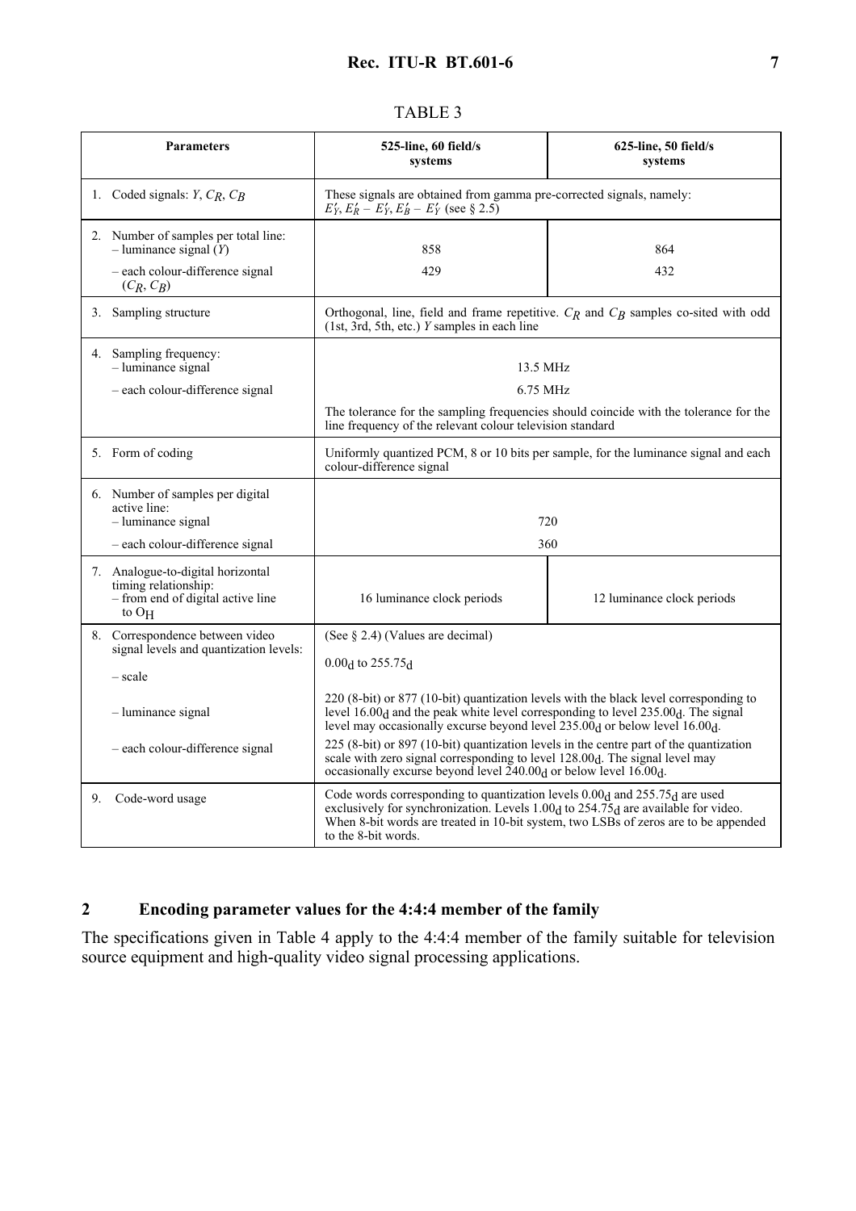TABLE 3

| Parameters | 525-line, 60 field/s systems | 625-line, 50 field/s systems |
|---|---|---|
| 1. Coded signals: $Y$, $C_R$, $C_B$ | These signals are obtained from gamma pre-corrected signals, namely: $E'_Y$, $E'_R - E'_Y$, $E'_B - E'_Y$ (see § 2.5) | |
| 2. Number of samples per total line:<br>– luminance signal ($Y$)<br>– each colour-difference signal ($C_R$, $C_B$) | <br>858<br>429 | <br>864<br>432 |
| 3. Sampling structure | Orthogonal, line, field and frame repetitive. $C_R$ and $C_B$ samples co-sited with odd (1st, 3rd, 5th, etc.) $Y$ samples in each line | |
| 4. Sampling frequency:<br>– luminance signal<br>– each colour-difference signal | <br>13.5 MHz<br>6.75 MHz<br>The tolerance for the sampling frequencies should coincide with the tolerance for the line frequency of the relevant colour television standard | |
| 5. Form of coding | Uniformly quantized PCM, 8 or 10 bits per sample, for the luminance signal and each colour-difference signal | |
| 6. Number of samples per digital active line:<br>– luminance signal<br>– each colour-difference signal | <br>720<br>360 | |
| 7. Analogue-to-digital horizontal timing relationship:<br>– from end of digital active line to $O_H$ | 16 luminance clock periods | 12 luminance clock periods |
| 8. Correspondence between video signal levels and quantization levels:<br>– scale<br>– luminance signal<br>– each colour-difference signal | (See § 2.4) (Values are decimal)<br>$0.00_d$ to $255.75_d$<br>220 (8-bit) or 877 (10-bit) quantization levels with the black level corresponding to level $16.00_d$ and the peak white level corresponding to level $235.00_d$. The signal level may occasionally excurse beyond level $235.00_d$ or below level $16.00_d$.<br>225 (8-bit) or 897 (10-bit) quantization levels in the centre part of the quantization scale with zero signal corresponding to level $128.00_d$. The signal level may occasionally excurse beyond level $240.00_d$ or below level $16.00_d$. | |
| 9. Code-word usage | Code words corresponding to quantization levels $0.00_d$ and $255.75_d$ are used exclusively for synchronization. Levels $1.00_d$ to $254.75_d$ are available for video. When 8-bit words are treated in 10-bit system, two LSBs of zeros are to be appended to the 8-bit words. | |

## 2 Encoding parameter values for the 4:4:4 member of the family

The specifications given in Table 4 apply to the 4:4:4 member of the family suitable for television source equipment and high-quality video signal processing applications.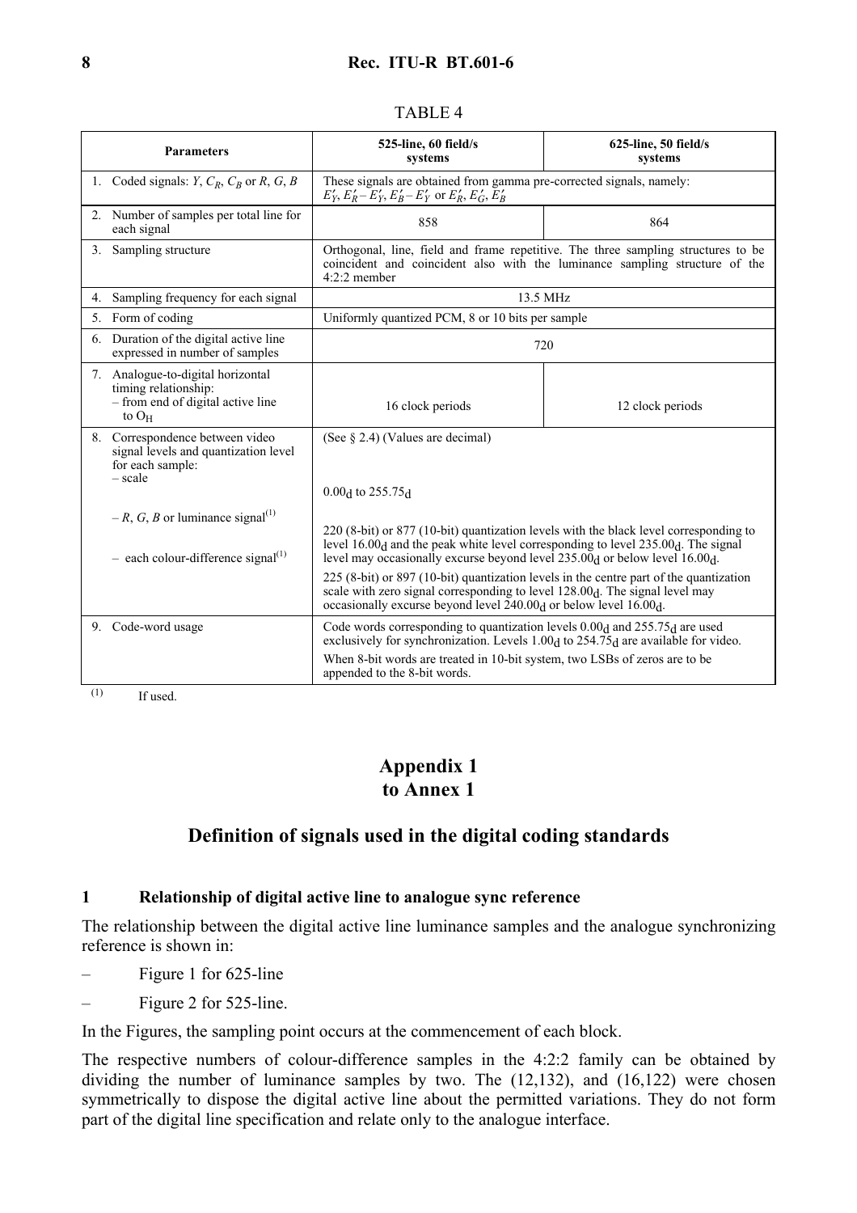TABLE 4

| Parameters | 525-line, 60 field/s systems | 625-line, 50 field/s systems |
|---|---|---|
| 1. Coded signals: $Y$, $C_R$, $C_B$ or $R$, $G$, $B$ | These signals are obtained from gamma pre-corrected signals, namely: $E'_Y$, $E'_R - E'_Y$, $E'_B - E'_Y$ or $E'_R$, $E'_G$, $E'_B$ | |
| 2. Number of samples per total line for each signal | 858 | 864 |
| 3. Sampling structure | Orthogonal, line, field and frame repetitive. The three sampling structures to be coincident and coincident also with the luminance sampling structure of the 4:2:2 member | |
| 4. Sampling frequency for each signal | 13.5 MHz | |
| 5. Form of coding | Uniformly quantized PCM, 8 or 10 bits per sample | |
| 6. Duration of the digital active line expressed in number of samples | 720 | |
| 7. Analogue-to-digital horizontal timing relationship: – from end of digital active line to $O_H$ | 16 clock periods | 12 clock periods |
| 8. Correspondence between video signal levels and quantization level for each sample: – scale | (See § 2.4) (Values are decimal) $0.00_d$ to $255.75_d$ | |
| – $R$, $G$, $B$ or luminance signal[(1)] | 220 (8-bit) or 877 (10-bit) quantization levels with the black level corresponding to level $16.00_d$ and the peak white level corresponding to level $235.00_d$. The signal level may occasionally excurse beyond level $235.00_d$ or below level $16.00_d$. | |
| – each colour-difference signal[(1)] | 225 (8-bit) or 897 (10-bit) quantization levels in the centre part of the quantization scale with zero signal corresponding to level $128.00_d$. The signal level may occasionally excurse beyond level $240.00_d$ or below level $16.00_d$. | |
| 9. Code-word usage | Code words corresponding to quantization levels $0.00_d$ and $255.75_d$ are used exclusively for synchronization. Levels $1.00_d$ to $254.75_d$ are available for video. When 8-bit words are treated in 10-bit system, two LSBs of zeros are to be appended to the 8-bit words. | |

(1) If used.

# Appendix 1 to Annex 1

## Definition of signals used in the digital coding standards

### 1 Relationship of digital active line to analogue sync reference

The relationship between the digital active line luminance samples and the analogue synchronizing reference is shown in:

– Figure 1 for 625-line

– Figure 2 for 525-line.

In the Figures, the sampling point occurs at the commencement of each block.

The respective numbers of colour-difference samples in the 4:2:2 family can be obtained by dividing the number of luminance samples by two. The (12,132), and (16,122) were chosen symmetrically to dispose the digital active line about the permitted variations. They do not form part of the digital line specification and relate only to the analogue interface.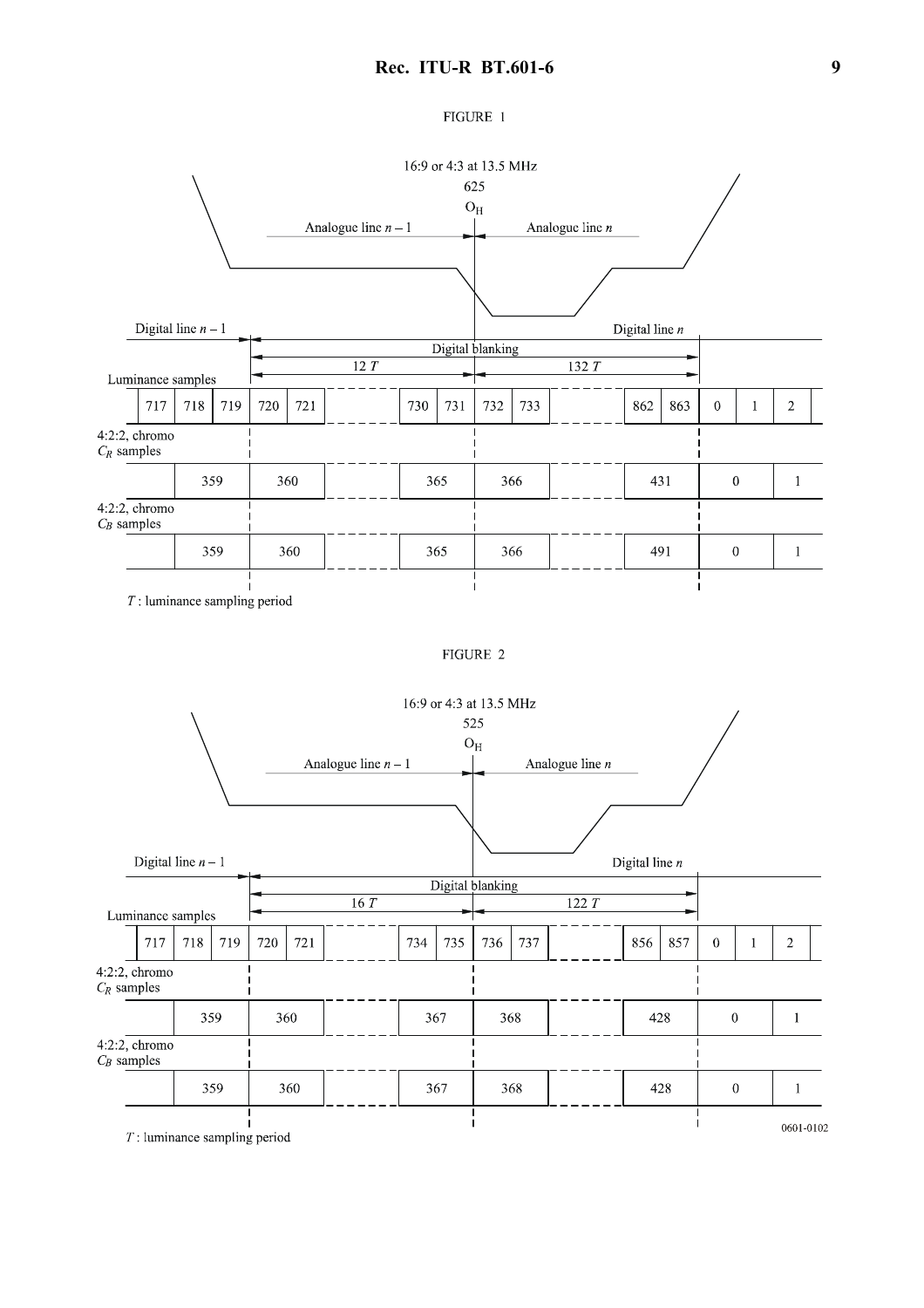FIGURE 1

16:9 or 4:3 at 13.5 MHz

625

$O_H$

Analogue line $n-1$ | Analogue line $n$

Digital line $n-1$ | Digital line $n$

Digital blanking

12 $T$ | 132 $T$

Luminance samples

| 717 | 718 | 719 | 720 | 721 | | 730 | 731 | 732 | 733 | | 862 | 863 | 0 | 1 | 2 |
|---|---|---|---|---|---|---|---|---|---|---|---|---|---|---|---|

4:2:2, chromo $C_R$ samples

| 359 | 360 | | 365 | 366 | | 431 | 0 | 1 |
|---|---|---|---|---|---|---|---|---|

4:2:2, chromo $C_B$ samples

| 359 | 360 | | 365 | 366 | | 491 | 0 | 1 |
|---|---|---|---|---|---|---|---|---|

$T$ : luminance sampling period

FIGURE 2

16:9 or 4:3 at 13.5 MHz

525

$O_H$

Analogue line $n-1$ | Analogue line $n$

Digital line $n-1$ | Digital line $n$

Digital blanking

16 $T$ | 122 $T$

Luminance samples

| 717 | 718 | 719 | 720 | 721 | | 734 | 735 | 736 | 737 | | 856 | 857 | 0 | 1 | 2 |
|---|---|---|---|---|---|---|---|---|---|---|---|---|---|---|---|

4:2:2, chromo $C_R$ samples

| 359 | 360 | | 367 | 368 | | 428 | 0 | 1 |
|---|---|---|---|---|---|---|---|---|

4:2:2, chromo $C_B$ samples

| 359 | 360 | | 367 | 368 | | 428 | 0 | 1 |
|---|---|---|---|---|---|---|---|---|

$T$ : luminance sampling period

0601-0102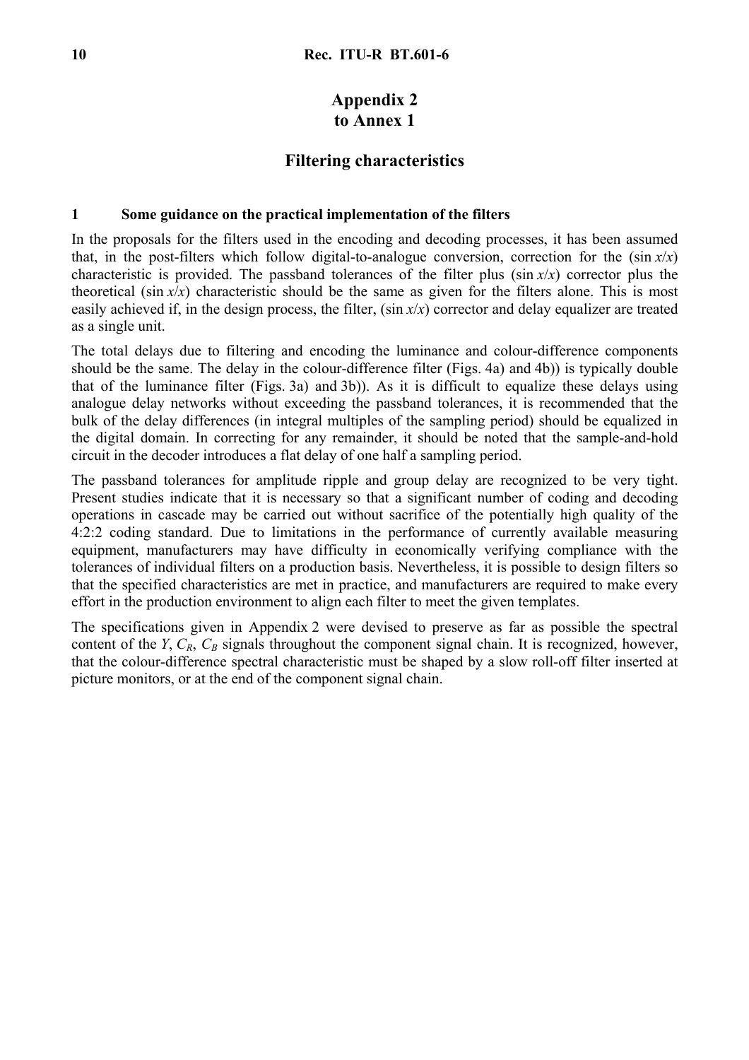# Appendix 2
# to Annex 1

## Filtering characteristics

### 1 Some guidance on the practical implementation of the filters

In the proposals for the filters used in the encoding and decoding processes, it has been assumed that, in the post-filters which follow digital-to-analogue conversion, correction for the (sin $x/x$) characteristic is provided. The passband tolerances of the filter plus (sin $x/x$) corrector plus the theoretical (sin $x/x$) characteristic should be the same as given for the filters alone. This is most easily achieved if, in the design process, the filter, (sin $x/x$) corrector and delay equalizer are treated as a single unit.

The total delays due to filtering and encoding the luminance and colour-difference components should be the same. The delay in the colour-difference filter (Figs. 4a) and 4b)) is typically double that of the luminance filter (Figs. 3a) and 3b)). As it is difficult to equalize these delays using analogue delay networks without exceeding the passband tolerances, it is recommended that the bulk of the delay differences (in integral multiples of the sampling period) should be equalized in the digital domain. In correcting for any remainder, it should be noted that the sample-and-hold circuit in the decoder introduces a flat delay of one half a sampling period.

The passband tolerances for amplitude ripple and group delay are recognized to be very tight. Present studies indicate that it is necessary so that a significant number of coding and decoding operations in cascade may be carried out without sacrifice of the potentially high quality of the 4:2:2 coding standard. Due to limitations in the performance of currently available measuring equipment, manufacturers may have difficulty in economically verifying compliance with the tolerances of individual filters on a production basis. Nevertheless, it is possible to design filters so that the specified characteristics are met in practice, and manufacturers are required to make every effort in the production environment to align each filter to meet the given templates.

The specifications given in Appendix 2 were devised to preserve as far as possible the spectral content of the $Y$, $C_R$, $C_B$ signals throughout the component signal chain. It is recognized, however, that the colour-difference spectral characteristic must be shaped by a slow roll-off filter inserted at picture monitors, or at the end of the component signal chain.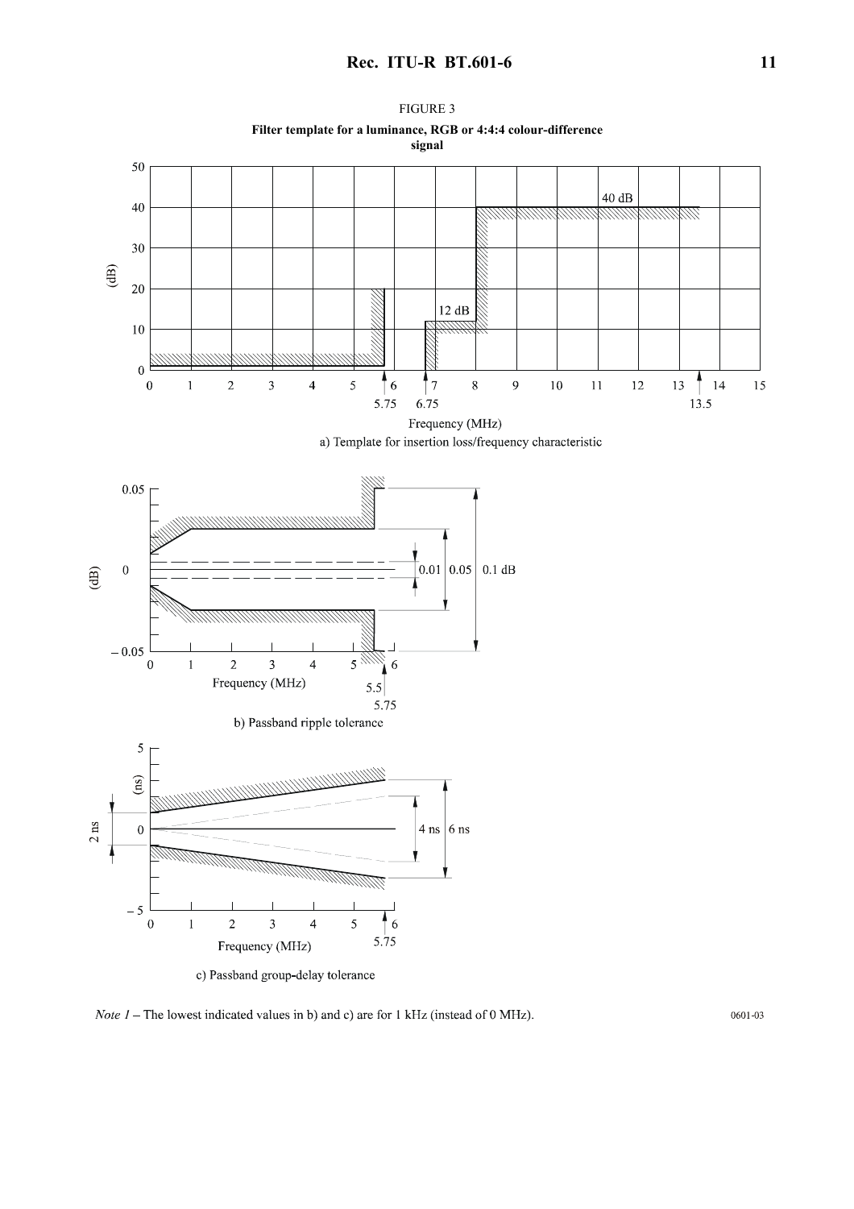FIGURE 3

**Filter template for a luminance, RGB or 4:4:4 colour-difference signal**

a) Template for insertion loss/frequency characteristic

b) Passband ripple tolerance

c) Passband group-delay tolerance

*Note 1* – The lowest indicated values in b) and c) are for 1 kHz (instead of 0 MHz).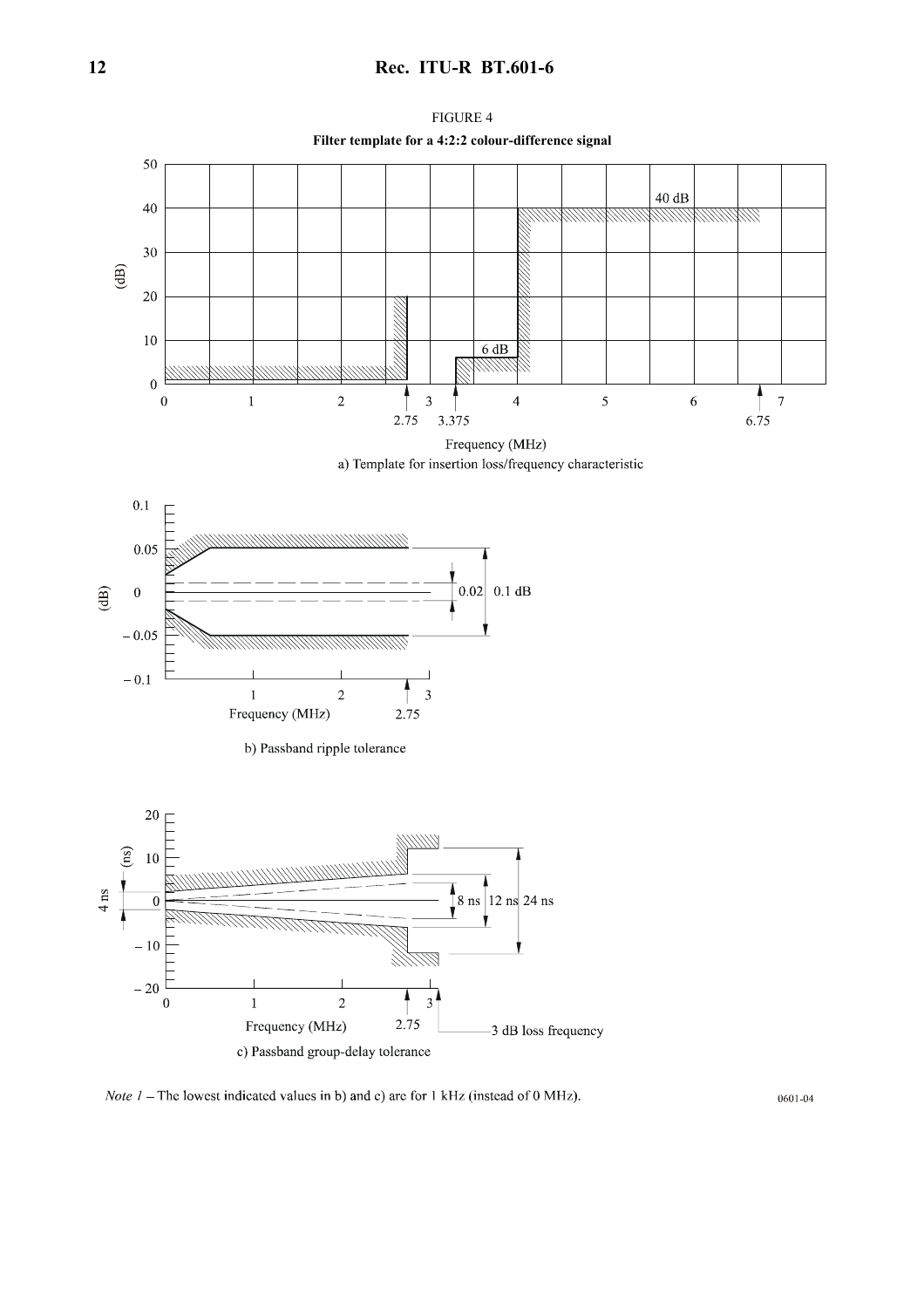FIGURE 4

**Filter template for a 4:2:2 colour-difference signal**

a) Template for insertion loss/frequency characteristic

b) Passband ripple tolerance

c) Passband group-delay tolerance

*Note 1* – The lowest indicated values in b) and c) are for 1 kHz (instead of 0 MHz).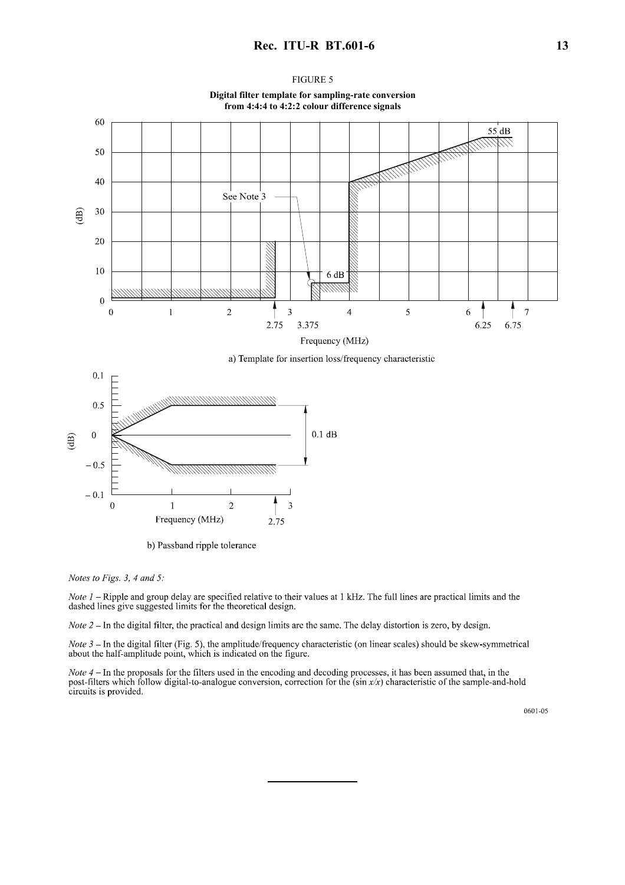FIGURE 5

**Digital filter template for sampling-rate conversion from 4:4:4 to 4:2:2 colour difference signals**

60
50
40
30
20
10
0
(dB)
55 dB
See Note 3
6 dB
0 1 2 3 4 5 6 7
2.75 3.375 6.25 6.75
Frequency (MHz)

a) Template for insertion loss/frequency characteristic

0.1
0.5
0
−0.5
−0.1
(dB)
0.1 dB
0 1 2 3
2.75
Frequency (MHz)

b) Passband ripple tolerance

*Notes to Figs. 3, 4 and 5:*

*Note 1* – Ripple and group delay are specified relative to their values at 1 kHz. The full lines are practical limits and the dashed lines give suggested limits for the theoretical design.

*Note 2* – In the digital filter, the practical and design limits are the same. The delay distortion is zero, by design.

*Note 3* – In the digital filter (Fig. 5), the amplitude/frequency characteristic (on linear scales) should be skew-symmetrical about the half-amplitude point, which is indicated on the figure.

*Note 4* – In the proposals for the filters used in the encoding and decoding processes, it has been assumed that, in the post-filters which follow digital-to-analogue conversion, correction for the (sin *x*/*x*) characteristic of the sample-and-hold circuits is provided.

0601-05